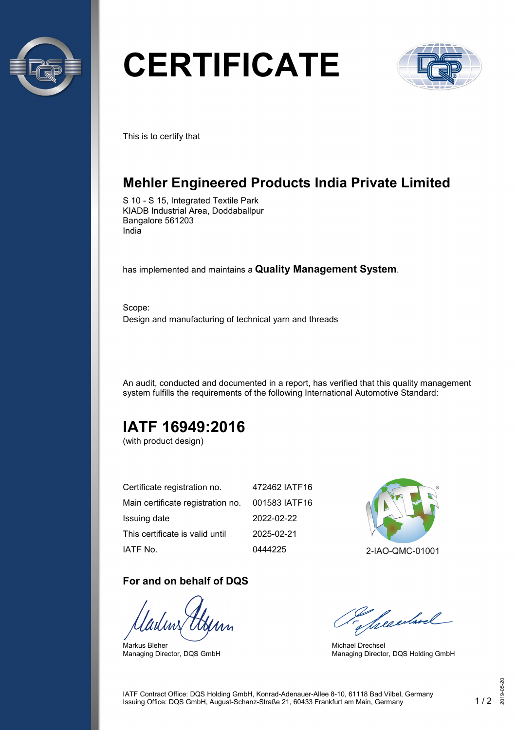# CERTIFICATE

This is to certify that

## Mehler Engineered Products India Private Limited

S 10 - S 15, Integrated Textile Park
KIADB Industrial Area, Doddaballpur
Bangalore 561203
India

has implemented and maintains a **Quality Management System**.

Scope:
Design and manufacturing of technical yarn and threads

An audit, conducted and documented in a report, has verified that this quality management system fulfills the requirements of the following International Automotive Standard:

## IATF 16949:2016

(with product design)

| | |
|---|---|
| Certificate registration no. | 472462 IATF16 |
| Main certificate registration no. | 001583 IATF16 |
| Issuing date | 2022-02-22 |
| This certificate is valid until | 2025-02-21 |
| IATF No. | 0444225 |

2-IAO-QMC-01001

### For and on behalf of DQS

Markus Bleher
Managing Director, DQS GmbH

Michael Drechsel
Managing Director, DQS Holding GmbH

IATF Contract Office: DQS Holding GmbH, Konrad-Adenauer-Allee 8-10, 61118 Bad Vilbel, Germany
Issuing Office: DQS GmbH, August-Schanz-Straße 21, 60433 Frankfurt am Main, Germany

2019-05-20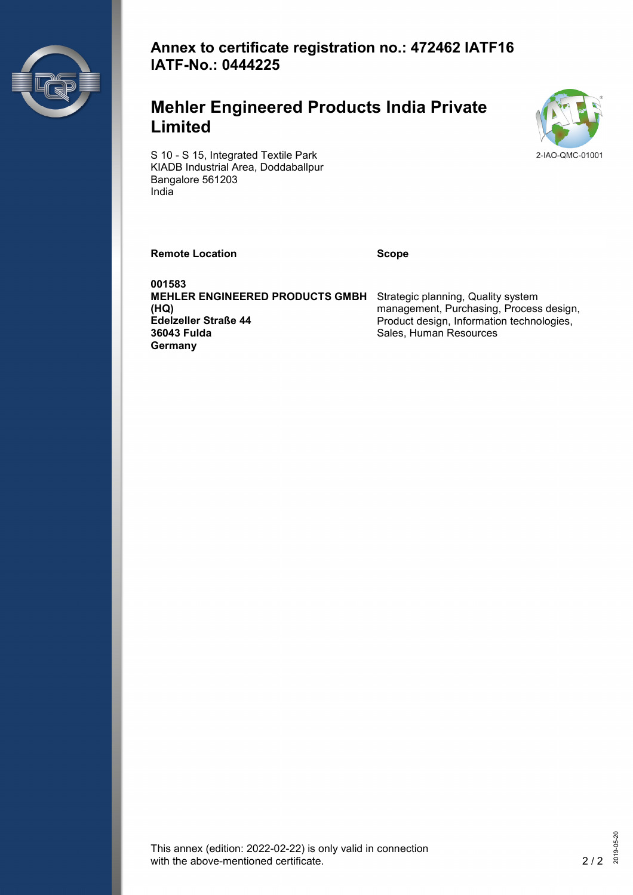## Annex to certificate registration no.: 472462 IATF16
## IATF-No.: 0444225

# Mehler Engineered Products India Private Limited

2-IAO-QMC-01001

S 10 - S 15, Integrated Textile Park
KIADB Industrial Area, Doddaballpur
Bangalore 561203
India

| Remote Location | Scope |
|---|---|
| **001583**<br>**MEHLER ENGINEERED PRODUCTS GMBH (HQ)**<br>**Edelzeller Straße 44**<br>**36043 Fulda**<br>**Germany** | Strategic planning, Quality system management, Purchasing, Process design, Product design, Information technologies, Sales, Human Resources |

This annex (edition: 2022-02-22) is only valid in connection with the above-mentioned certificate.

2019-05-20